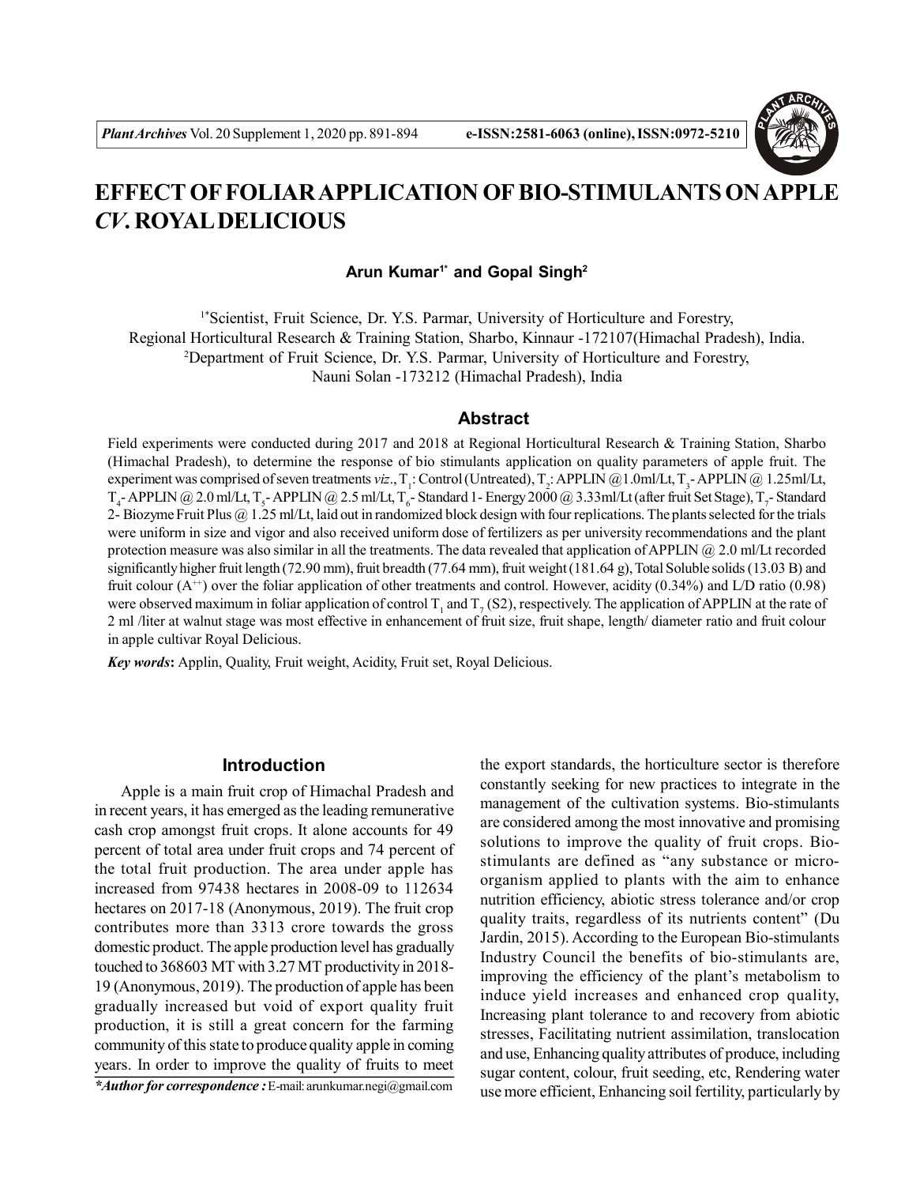# EFFECT OF FOLIAR APPLICATION OF BIO-STIMULANTS ON APPLE *CV.* ROYAL DELICIOUS

**Arun Kumar[1*] and Gopal Singh[2]**

[1*]Scientist, Fruit Science, Dr. Y.S. Parmar, University of Horticulture and Forestry, Regional Horticultural Research & Training Station, Sharbo, Kinnaur -172107(Himachal Pradesh), India.
[2]Department of Fruit Science, Dr. Y.S. Parmar, University of Horticulture and Forestry, Nauni Solan -173212 (Himachal Pradesh), India

## Abstract

Field experiments were conducted during 2017 and 2018 at Regional Horticultural Research & Training Station, Sharbo (Himachal Pradesh), to determine the response of bio stimulants application on quality parameters of apple fruit. The experiment was comprised of seven treatments *viz*., $T_1$: Control (Untreated), $T_2$: APPLIN @1.0ml/Lt, $T_3$- APPLIN @ 1.25ml/Lt, $T_4$- APPLIN @ 2.0 ml/Lt, $T_5$- APPLIN @ 2.5 ml/Lt, $T_6$- Standard 1- Energy 2000 @ 3.33ml/Lt (after fruit Set Stage), $T_7$- Standard 2- Biozyme Fruit Plus @ 1.25 ml/Lt, laid out in randomized block design with four replications. The plants selected for the trials were uniform in size and vigor and also received uniform dose of fertilizers as per university recommendations and the plant protection measure was also similar in all the treatments. The data revealed that application of APPLIN @ 2.0 ml/Lt recorded significantly higher fruit length (72.90 mm), fruit breadth (77.64 mm), fruit weight (181.64 g), Total Soluble solids (13.03 B) and fruit colour ($A^{++}$) over the foliar application of other treatments and control. However, acidity (0.34%) and L/D ratio (0.98) were observed maximum in foliar application of control $T_1$ and $T_7$ (S2), respectively. The application of APPLIN at the rate of 2 ml /liter at walnut stage was most effective in enhancement of fruit size, fruit shape, length/ diameter ratio and fruit colour in apple cultivar Royal Delicious.

***Key words*:** Applin, Quality, Fruit weight, Acidity, Fruit set, Royal Delicious.

## Introduction

Apple is a main fruit crop of Himachal Pradesh and in recent years, it has emerged as the leading remunerative cash crop amongst fruit crops. It alone accounts for 49 percent of total area under fruit crops and 74 percent of the total fruit production. The area under apple has increased from 97438 hectares in 2008-09 to 112634 hectares on 2017-18 (Anonymous, 2019). The fruit crop contributes more than 3313 crore towards the gross domestic product. The apple production level has gradually touched to 368603 MT with 3.27 MT productivity in 2018-19 (Anonymous, 2019). The production of apple has been gradually increased but void of export quality fruit production, it is still a great concern for the farming community of this state to produce quality apple in coming years. In order to improve the quality of fruits to meet the export standards, the horticulture sector is therefore constantly seeking for new practices to integrate in the management of the cultivation systems. Bio-stimulants are considered among the most innovative and promising solutions to improve the quality of fruit crops. Bio-stimulants are defined as "any substance or micro-organism applied to plants with the aim to enhance nutrition efficiency, abiotic stress tolerance and/or crop quality traits, regardless of its nutrients content" (Du Jardin, 2015). According to the European Bio-stimulants Industry Council the benefits of bio-stimulants are, improving the efficiency of the plant's metabolism to induce yield increases and enhanced crop quality, Increasing plant tolerance to and recovery from abiotic stresses, Facilitating nutrient assimilation, translocation and use, Enhancing quality attributes of produce, including sugar content, colour, fruit seeding, etc, Rendering water use more efficient, Enhancing soil fertility, particularly by

***Author for correspondence :** E-mail: arunkumar.negi@gmail.com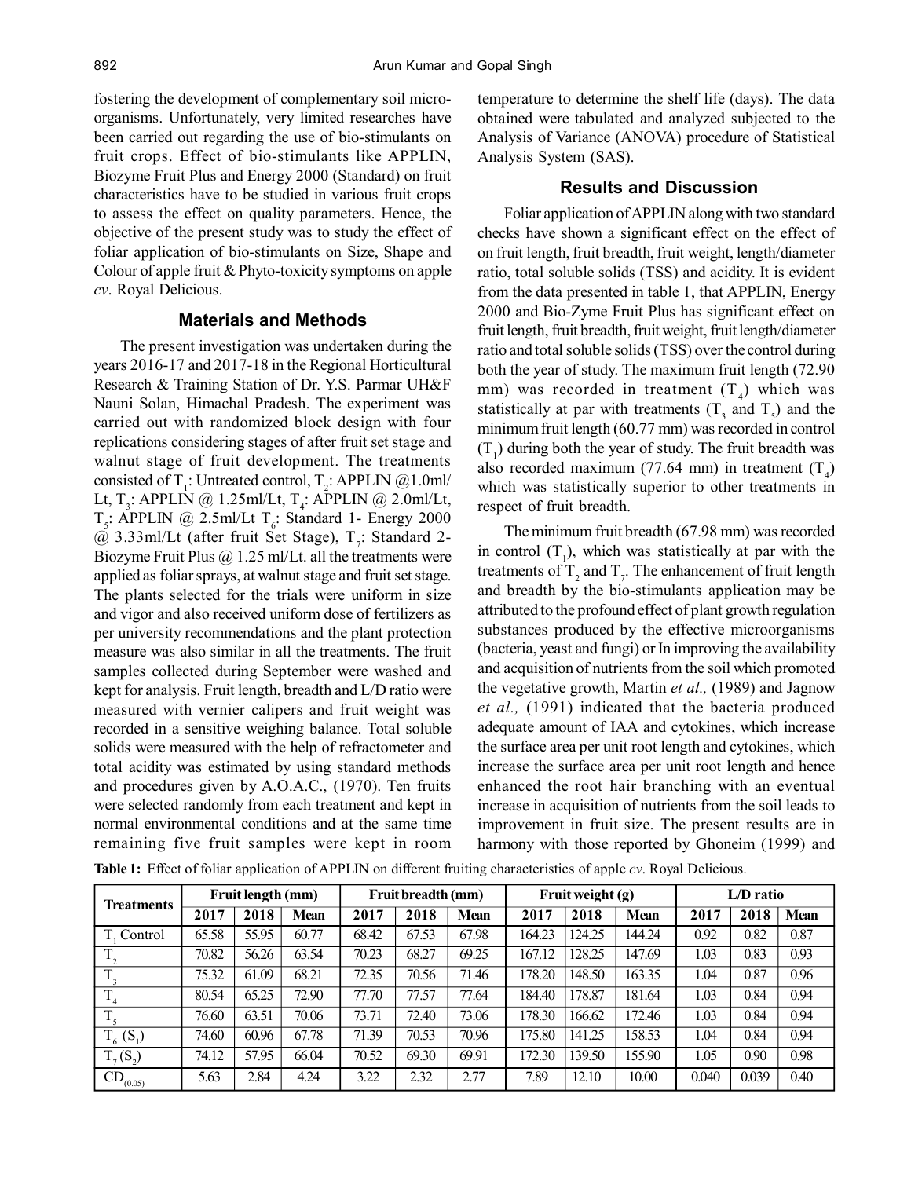fostering the development of complementary soil micro-organisms. Unfortunately, very limited researches have been carried out regarding the use of bio-stimulants on fruit crops. Effect of bio-stimulants like APPLIN, Biozyme Fruit Plus and Energy 2000 (Standard) on fruit characteristics have to be studied in various fruit crops to assess the effect on quality parameters. Hence, the objective of the present study was to study the effect of foliar application of bio-stimulants on Size, Shape and Colour of apple fruit & Phyto-toxicity symptoms on apple *cv*. Royal Delicious.

## Materials and Methods

The present investigation was undertaken during the years 2016-17 and 2017-18 in the Regional Horticultural Research & Training Station of Dr. Y.S. Parmar UH&F Nauni Solan, Himachal Pradesh. The experiment was carried out with randomized block design with four replications considering stages of after fruit set stage and walnut stage of fruit development. The treatments consisted of $T_1$: Untreated control, $T_2$: APPLIN @1.0ml/Lt, $T_3$: APPLIN @ 1.25ml/Lt, $T_4$: APPLIN @ 2.0ml/Lt, $T_5$: APPLIN @ 2.5ml/Lt $T_6$: Standard 1- Energy 2000 @ 3.33ml/Lt (after fruit Set Stage), $T_7$: Standard 2- Biozyme Fruit Plus @ 1.25 ml/Lt. all the treatments were applied as foliar sprays, at walnut stage and fruit set stage. The plants selected for the trials were uniform in size and vigor and also received uniform dose of fertilizers as per university recommendations and the plant protection measure was also similar in all the treatments. The fruit samples collected during September were washed and kept for analysis. Fruit length, breadth and L/D ratio were measured with vernier calipers and fruit weight was recorded in a sensitive weighing balance. Total soluble solids were measured with the help of refractometer and total acidity was estimated by using standard methods and procedures given by A.O.A.C., (1970). Ten fruits were selected randomly from each treatment and kept in normal environmental conditions and at the same time remaining five fruit samples were kept in room temperature to determine the shelf life (days). The data obtained were tabulated and analyzed subjected to the Analysis of Variance (ANOVA) procedure of Statistical Analysis System (SAS).

## Results and Discussion

Foliar application of APPLIN along with two standard checks have shown a significant effect on the effect of on fruit length, fruit breadth, fruit weight, length/diameter ratio, total soluble solids (TSS) and acidity. It is evident from the data presented in table 1, that APPLIN, Energy 2000 and Bio-Zyme Fruit Plus has significant effect on fruit length, fruit breadth, fruit weight, fruit length/diameter ratio and total soluble solids (TSS) over the control during both the year of study. The maximum fruit length (72.90 mm) was recorded in treatment ($T_4$) which was statistically at par with treatments ($T_3$ and $T_5$) and the minimum fruit length (60.77 mm) was recorded in control ($T_1$) during both the year of study. The fruit breadth was also recorded maximum (77.64 mm) in treatment ($T_4$) which was statistically superior to other treatments in respect of fruit breadth.

The minimum fruit breadth (67.98 mm) was recorded in control ($T_1$), which was statistically at par with the treatments of $T_2$ and $T_7$. The enhancement of fruit length and breadth by the bio-stimulants application may be attributed to the profound effect of plant growth regulation substances produced by the effective microorganisms (bacteria, yeast and fungi) or In improving the availability and acquisition of nutrients from the soil which promoted the vegetative growth, Martin *et al.,* (1989) and Jagnow *et al.,* (1991) indicated that the bacteria produced adequate amount of IAA and cytokines, which increase the surface area per unit root length and cytokines, which increase the surface area per unit root length and hence enhanced the root hair branching with an eventual increase in acquisition of nutrients from the soil leads to improvement in fruit size. The present results are in harmony with those reported by Ghoneim (1999) and

**Table 1:** Effect of foliar application of APPLIN on different fruiting characteristics of apple *cv*. Royal Delicious.

| Treatments | Fruit length (mm) | | | Fruit breadth (mm) | | | Fruit weight (g) | | | L/D ratio | | |
|---|---|---|---|---|---|---|---|---|---|---|---|---|
| | 2017 | 2018 | Mean | 2017 | 2018 | Mean | 2017 | 2018 | Mean | 2017 | 2018 | Mean |
| $T_1$ Control | 65.58 | 55.95 | 60.77 | 68.42 | 67.53 | 67.98 | 164.23 | 124.25 | 144.24 | 0.92 | 0.82 | 0.87 |
| $T_2$ | 70.82 | 56.26 | 63.54 | 70.23 | 68.27 | 69.25 | 167.12 | 128.25 | 147.69 | 1.03 | 0.83 | 0.93 |
| $T_3$ | 75.32 | 61.09 | 68.21 | 72.35 | 70.56 | 71.46 | 178.20 | 148.50 | 163.35 | 1.04 | 0.87 | 0.96 |
| $T_4$ | 80.54 | 65.25 | 72.90 | 77.70 | 77.57 | 77.64 | 184.40 | 178.87 | 181.64 | 1.03 | 0.84 | 0.94 |
| $T_5$ | 76.60 | 63.51 | 70.06 | 73.71 | 72.40 | 73.06 | 178.30 | 166.62 | 172.46 | 1.03 | 0.84 | 0.94 |
| $T_6$ ($S_1$) | 74.60 | 60.96 | 67.78 | 71.39 | 70.53 | 70.96 | 175.80 | 141.25 | 158.53 | 1.04 | 0.84 | 0.94 |
| $T_7$ ($S_2$) | 74.12 | 57.95 | 66.04 | 70.52 | 69.30 | 69.91 | 172.30 | 139.50 | 155.90 | 1.05 | 0.90 | 0.98 |
| $CD_{(0.05)}$ | 5.63 | 2.84 | 4.24 | 3.22 | 2.32 | 2.77 | 7.89 | 12.10 | 10.00 | 0.040 | 0.039 | 0.40 |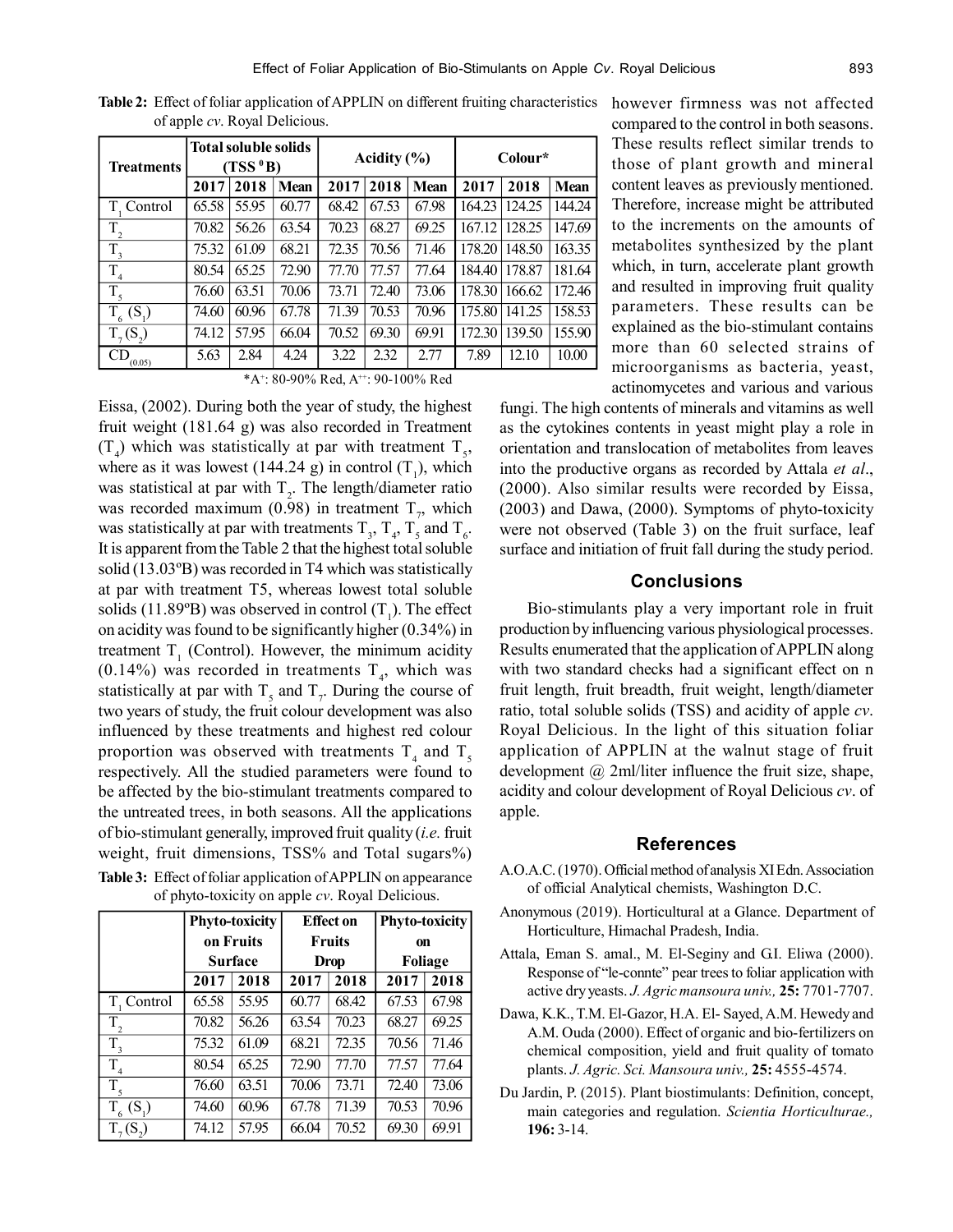**Table 2:** Effect of foliar application of APPLIN on different fruiting characteristics of apple *cv*. Royal Delicious.

| Treatments | Total soluble solids (TSS $^0$B) | | | Acidity (%) | | | Colour* | | |
|---|---|---|---|---|---|---|---|---|---|
| | 2017 | 2018 | Mean | 2017 | 2018 | Mean | 2017 | 2018 | Mean |
| $T_1$ Control | 65.58 | 55.95 | 60.77 | 68.42 | 67.53 | 67.98 | 164.23 | 124.25 | 144.24 |
| $T_2$ | 70.82 | 56.26 | 63.54 | 70.23 | 68.27 | 69.25 | 167.12 | 128.25 | 147.69 |
| $T_3$ | 75.32 | 61.09 | 68.21 | 72.35 | 70.56 | 71.46 | 178.20 | 148.50 | 163.35 |
| $T_4$ | 80.54 | 65.25 | 72.90 | 77.70 | 77.57 | 77.64 | 184.40 | 178.87 | 181.64 |
| $T_5$ | 76.60 | 63.51 | 70.06 | 73.71 | 72.40 | 73.06 | 178.30 | 166.62 | 172.46 |
| $T_6$ ($S_1$) | 74.60 | 60.96 | 67.78 | 71.39 | 70.53 | 70.96 | 175.80 | 141.25 | 158.53 |
| $T_7$ ($S_2$) | 74.12 | 57.95 | 66.04 | 70.52 | 69.30 | 69.91 | 172.30 | 139.50 | 155.90 |
| $CD_{(0.05)}$ | 5.63 | 2.84 | 4.24 | 3.22 | 2.32 | 2.77 | 7.89 | 12.10 | 10.00 |

*$A^+$: 80-90% Red, $A^{++}$: 90-100% Red

Eissa, (2002). During both the year of study, the highest fruit weight (181.64 g) was also recorded in Treatment ($T_4$) which was statistically at par with treatment $T_5$, where as it was lowest (144.24 g) in control ($T_1$), which was statistical at par with $T_2$. The length/diameter ratio was recorded maximum (0.98) in treatment $T_7$, which was statistically at par with treatments $T_3$, $T_4$, $T_5$ and $T_6$. It is apparent from the Table 2 that the highest total soluble solid (13.03ºB) was recorded in T4 which was statistically at par with treatment T5, whereas lowest total soluble solids (11.89ºB) was observed in control ($T_1$). The effect on acidity was found to be significantly higher (0.34%) in treatment $T_1$ (Control). However, the minimum acidity (0.14%) was recorded in treatments $T_4$, which was statistically at par with $T_5$ and $T_7$. During the course of two years of study, the fruit colour development was also influenced by these treatments and highest red colour proportion was observed with treatments $T_4$ and $T_5$ respectively. All the studied parameters were found to be affected by the bio-stimulant treatments compared to the untreated trees, in both seasons. All the applications of bio-stimulant generally, improved fruit quality (*i.e.* fruit weight, fruit dimensions, TSS% and Total sugars%) however firmness was not affected compared to the control in both seasons. These results reflect similar trends to those of plant growth and mineral content leaves as previously mentioned. Therefore, increase might be attributed to the increments on the amounts of metabolites synthesized by the plant which, in turn, accelerate plant growth and resulted in improving fruit quality parameters. These results can be explained as the bio-stimulant contains more than 60 selected strains of microorganisms as bacteria, yeast, actinomycetes and various and various fungi. The high contents of minerals and vitamins as well as the cytokines contents in yeast might play a role in orientation and translocation of metabolites from leaves into the productive organs as recorded by Attala *et al*., (2000). Also similar results were recorded by Eissa, (2003) and Dawa, (2000). Symptoms of phyto-toxicity were not observed (Table 3) on the fruit surface, leaf surface and initiation of fruit fall during the study period.

**Table 3:** Effect of foliar application of APPLIN on appearance of phyto-toxicity on apple *cv*. Royal Delicious.

| | Phyto-toxicity on Fruits Surface | | Effect on Fruits Drop | | Phyto-toxicity on Foliage | |
|---|---|---|---|---|---|---|
| | 2017 | 2018 | 2017 | 2018 | 2017 | 2018 |
| $T_1$ Control | 65.58 | 55.95 | 60.77 | 68.42 | 67.53 | 67.98 |
| $T_2$ | 70.82 | 56.26 | 63.54 | 70.23 | 68.27 | 69.25 |
| $T_3$ | 75.32 | 61.09 | 68.21 | 72.35 | 70.56 | 71.46 |
| $T_4$ | 80.54 | 65.25 | 72.90 | 77.70 | 77.57 | 77.64 |
| $T_5$ | 76.60 | 63.51 | 70.06 | 73.71 | 72.40 | 73.06 |
| $T_6$ ($S_1$) | 74.60 | 60.96 | 67.78 | 71.39 | 70.53 | 70.96 |
| $T_7$ ($S_2$) | 74.12 | 57.95 | 66.04 | 70.52 | 69.30 | 69.91 |

## Conclusions

Bio-stimulants play a very important role in fruit production by influencing various physiological processes. Results enumerated that the application of APPLIN along with two standard checks had a significant effect on n fruit length, fruit breadth, fruit weight, length/diameter ratio, total soluble solids (TSS) and acidity of apple *cv*. Royal Delicious. In the light of this situation foliar application of APPLIN at the walnut stage of fruit development @ 2ml/liter influence the fruit size, shape, acidity and colour development of Royal Delicious *cv*. of apple.

## References

A.O.A.C. (1970). Official method of analysis XI Edn. Association of official Analytical chemists, Washington D.C.

Anonymous (2019). Horticultural at a Glance. Department of Horticulture, Himachal Pradesh, India.

Attala, Eman S. amal., M. El-Seginy and G.I. Eliwa (2000). Response of "le-connte" pear trees to foliar application with active dry yeasts. *J. Agric mansoura univ.,* **25:** 7701-7707.

Dawa, K.K., T.M. El-Gazor, H.A. El- Sayed, A.M. Hewedy and A.M. Ouda (2000). Effect of organic and bio-fertilizers on chemical composition, yield and fruit quality of tomato plants. *J. Agric. Sci. Mansoura univ.,* **25:** 4555-4574.

Du Jardin, P. (2015). Plant biostimulants: Definition, concept, main categories and regulation. *Scientia Horticulturae.,* **196:** 3-14.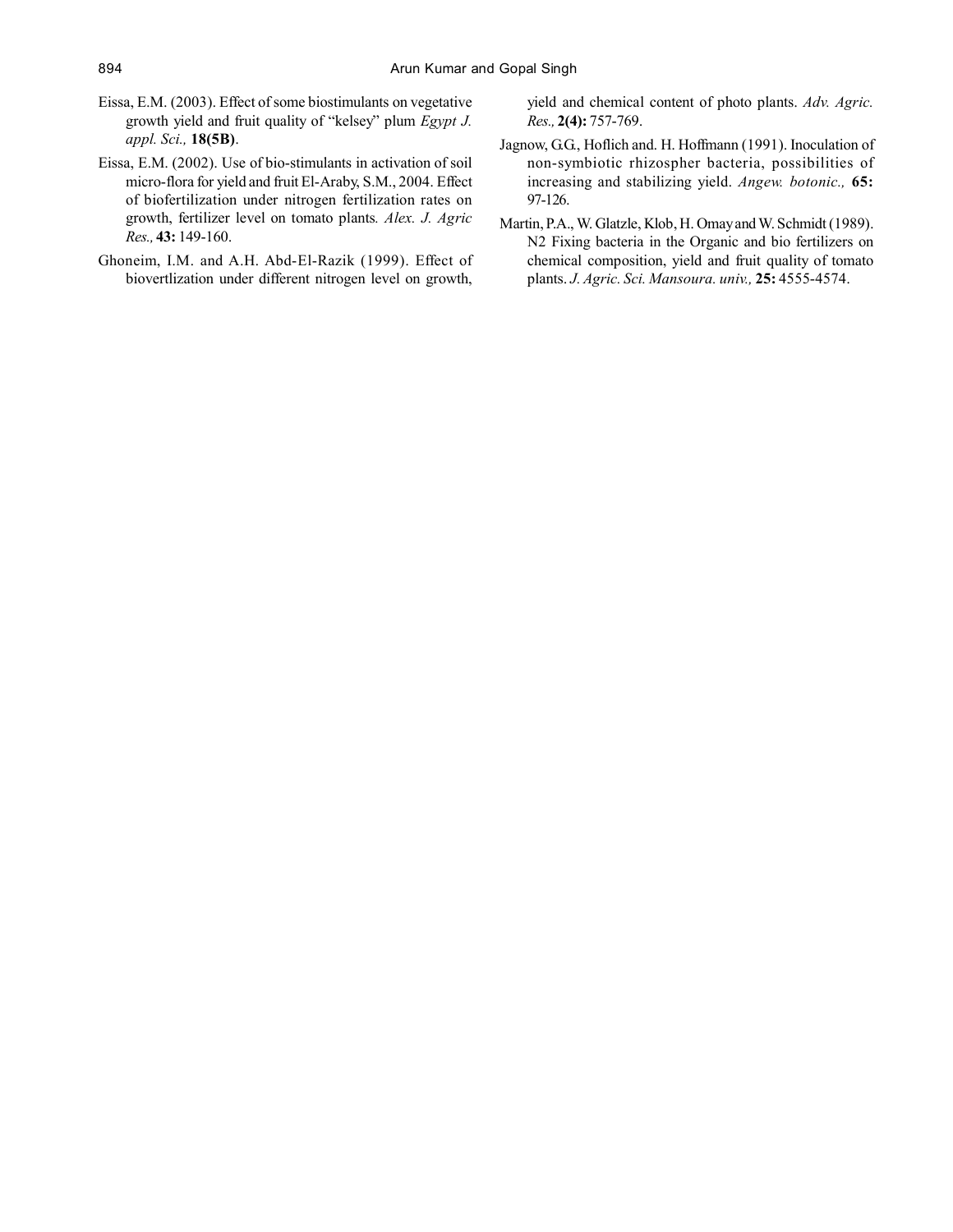Eissa, E.M. (2003). Effect of some biostimulants on vegetative growth yield and fruit quality of "kelsey" plum *Egypt J. appl. Sci.,* **18(5B)**.

Eissa, E.M. (2002). Use of bio-stimulants in activation of soil micro-flora for yield and fruit El-Araby, S.M., 2004. Effect of biofertilization under nitrogen fertilization rates on growth, fertilizer level on tomato plants. *Alex. J. Agric Res.,* **43:** 149-160.

Ghoneim, I.M. and A.H. Abd-El-Razik (1999). Effect of biovertlization under different nitrogen level on growth, yield and chemical content of photo plants. *Adv. Agric. Res.,* **2(4):** 757-769.

Jagnow, G.G., Hoflich and. H. Hoffmann (1991). Inoculation of non-symbiotic rhizospher bacteria, possibilities of increasing and stabilizing yield. *Angew. botonic.,* **65:** 97-126.

Martin, P.A., W. Glatzle, Klob, H. Omay and W. Schmidt (1989). N2 Fixing bacteria in the Organic and bio fertilizers on chemical composition, yield and fruit quality of tomato plants. *J. Agric. Sci. Mansoura. univ.,* **25:** 4555-4574.